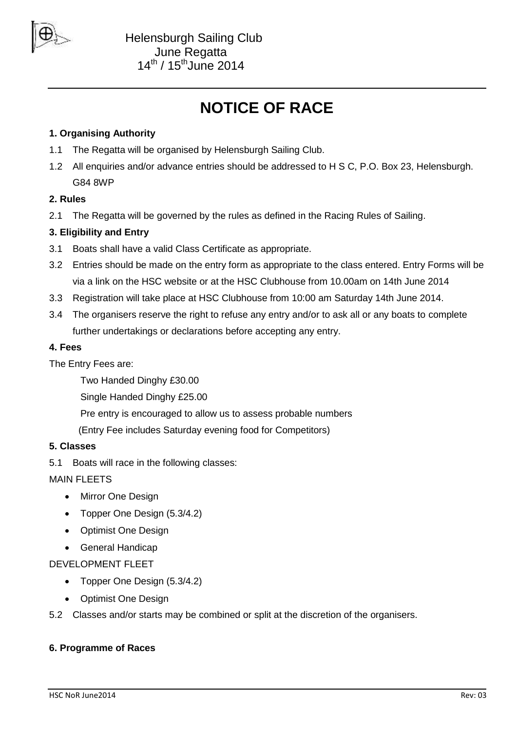Helensburgh Sailing Club
June Regatta
14th / 15th June 2014

# NOTICE OF RACE

**1. Organising Authority**

1.1 The Regatta will be organised by Helensburgh Sailing Club.

1.2 All enquiries and/or advance entries should be addressed to H S C, P.O. Box 23, Helensburgh. G84 8WP

**2. Rules**

2.1 The Regatta will be governed by the rules as defined in the Racing Rules of Sailing.

**3. Eligibility and Entry**

3.1 Boats shall have a valid Class Certificate as appropriate.

3.2 Entries should be made on the entry form as appropriate to the class entered. Entry Forms will be via a link on the HSC website or at the HSC Clubhouse from 10.00am on 14th June 2014

3.3 Registration will take place at HSC Clubhouse from 10:00 am Saturday 14th June 2014.

3.4 The organisers reserve the right to refuse any entry and/or to ask all or any boats to complete further undertakings or declarations before accepting any entry.

**4. Fees**

The Entry Fees are:

Two Handed Dinghy £30.00

Single Handed Dinghy £25.00

Pre entry is encouraged to allow us to assess probable numbers

(Entry Fee includes Saturday evening food for Competitors)

**5. Classes**

5.1 Boats will race in the following classes:

MAIN FLEETS

- Mirror One Design
- Topper One Design (5.3/4.2)
- Optimist One Design
- General Handicap

DEVELOPMENT FLEET

- Topper One Design (5.3/4.2)
- Optimist One Design

5.2 Classes and/or starts may be combined or split at the discretion of the organisers.

**6. Programme of Races**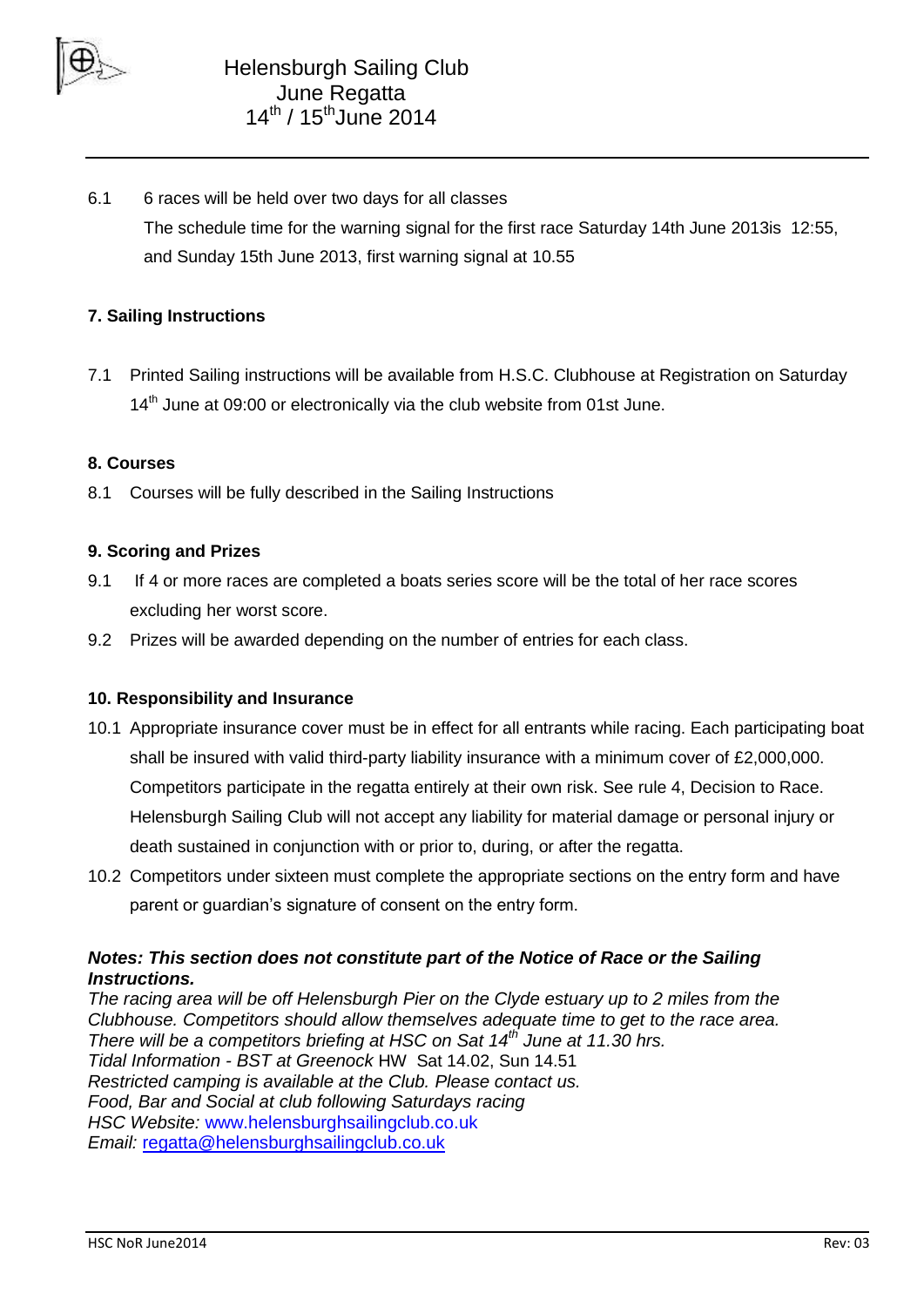Helensburgh Sailing Club
June Regatta
14th / 15th June 2014

6.1 6 races will be held over two days for all classes

The schedule time for the warning signal for the first race Saturday 14th June 2013is 12:55, and Sunday 15th June 2013, first warning signal at 10.55

**7. Sailing Instructions**

7.1 Printed Sailing instructions will be available from H.S.C. Clubhouse at Registration on Saturday 14th June at 09:00 or electronically via the club website from 01st June.

**8. Courses**

8.1 Courses will be fully described in the Sailing Instructions

**9. Scoring and Prizes**

9.1 If 4 or more races are completed a boats series score will be the total of her race scores excluding her worst score.

9.2 Prizes will be awarded depending on the number of entries for each class.

**10. Responsibility and Insurance**

10.1 Appropriate insurance cover must be in effect for all entrants while racing. Each participating boat shall be insured with valid third-party liability insurance with a minimum cover of £2,000,000. Competitors participate in the regatta entirely at their own risk. See rule 4, Decision to Race. Helensburgh Sailing Club will not accept any liability for material damage or personal injury or death sustained in conjunction with or prior to, during, or after the regatta.

10.2 Competitors under sixteen must complete the appropriate sections on the entry form and have parent or guardian's signature of consent on the entry form.

***Notes: This section does not constitute part of the Notice of Race or the Sailing Instructions.***

*The racing area will be off Helensburgh Pier on the Clyde estuary up to 2 miles from the Clubhouse. Competitors should allow themselves adequate time to get to the race area.*
*There will be a competitors briefing at HSC on Sat 14th June at 11.30 hrs.*
*Tidal Information - BST at Greenock* HW Sat 14.02, Sun 14.51
*Restricted camping is available at the Club. Please contact us.*
*Food, Bar and Social at club following Saturdays racing*
*HSC Website:* www.helensburghsailingclub.co.uk
*Email:* regatta@helensburghsailingclub.co.uk